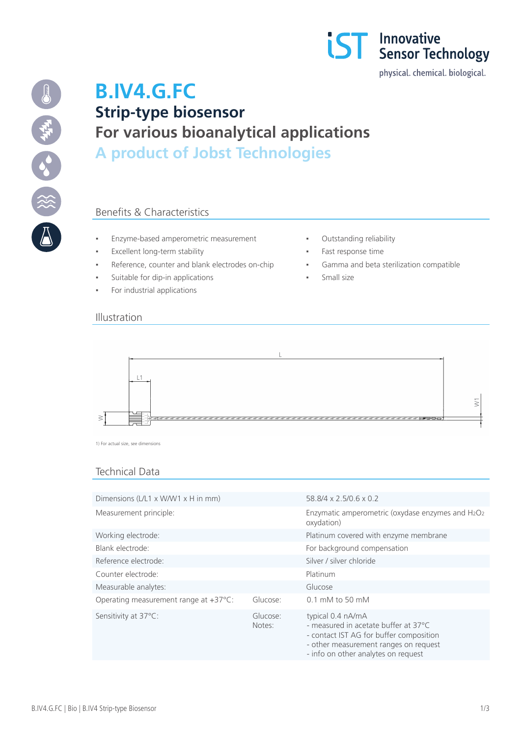Innovative Sensor Technology

physical. chemical. biological.

# B.IV4.G.FC

## Strip-type biosensor

## For various bioanalytical applications

## A product of Jobst Technologies

### Benefits & Characteristics

- Enzyme-based amperometric measurement
- Excellent long-term stability
- Reference, counter and blank electrodes on-chip
- Suitable for dip-in applications
- For industrial applications
- Outstanding reliability
- Fast response time
- Gamma and beta sterilization compatible
- Small size

### Illustration

1) For actual size, see dimensions

### Technical Data

| | | |
|---|---|---|
| Dimensions (L/L1 x W/W1 x H in mm) | | 58.8/4 x 2.5/0.6 x 0.2 |
| Measurement principle: | | Enzymatic amperometric (oxydase enzymes and $H_2O_2$ oxydation) |
| Working electrode: | | Platinum covered with enzyme membrane |
| Blank electrode: | | For background compensation |
| Reference electrode: | | Silver / silver chloride |
| Counter electrode: | | Platinum |
| Measurable analytes: | | Glucose |
| Operating measurement range at +37°C: | Glucose: | 0.1 mM to 50 mM |
| Sensitivity at 37°C: | Glucose:<br>Notes: | typical 0.4 nA/mA<br>- measured in acetate buffer at 37°C<br>- contact IST AG for buffer composition<br>- other measurement ranges on request<br>- info on other analytes on request |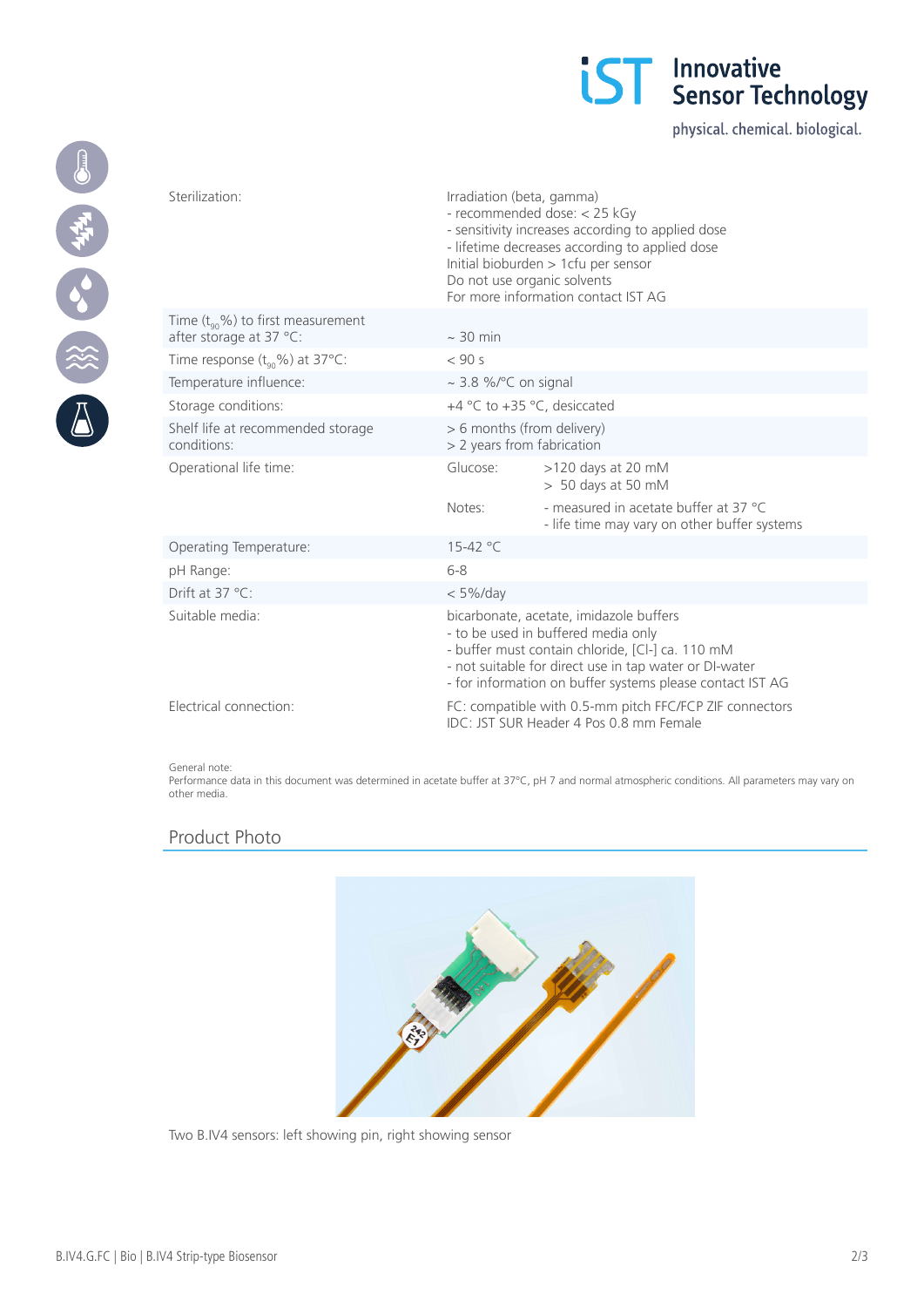| | |
|---|---|
| Sterilization: | Irradiation (beta, gamma)<br>- recommended dose: < 25 kGy<br>- sensitivity increases according to applied dose<br>- lifetime decreases according to applied dose<br>Initial bioburden > 1cfu per sensor<br>Do not use organic solvents<br>For more information contact IST AG |
| Time ($t_{90}$%) to first measurement after storage at 37 °C: | ~ 30 min |
| Time response ($t_{90}$%) at 37°C: | < 90 s |
| Temperature influence: | ~ 3.8 %/°C on signal |
| Storage conditions: | +4 °C to +35 °C, desiccated |
| Shelf life at recommended storage conditions: | > 6 months (from delivery)<br>> 2 years from fabrication |
| Operational life time: | Glucose: >120 days at 20 mM; > 50 days at 50 mM<br>Notes: - measured in acetate buffer at 37 °C; - life time may vary on other buffer systems |
| Operating Temperature: | 15-42 °C |
| pH Range: | 6-8 |
| Drift at 37 °C: | < 5%/day |
| Suitable media: | bicarbonate, acetate, imidazole buffers<br>- to be used in buffered media only<br>- buffer must contain chloride, [Cl-] ca. 110 mM<br>- not suitable for direct use in tap water or DI-water<br>- for information on buffer systems please contact IST AG |
| Electrical connection: | FC: compatible with 0.5-mm pitch FFC/FCP ZIF connectors<br>IDC: JST SUR Header 4 Pos 0.8 mm Female |

General note:
Performance data in this document was determined in acetate buffer at 37°C, pH 7 and normal atmospheric conditions. All parameters may vary on other media.

## Product Photo

Two B.IV4 sensors: left showing pin, right showing sensor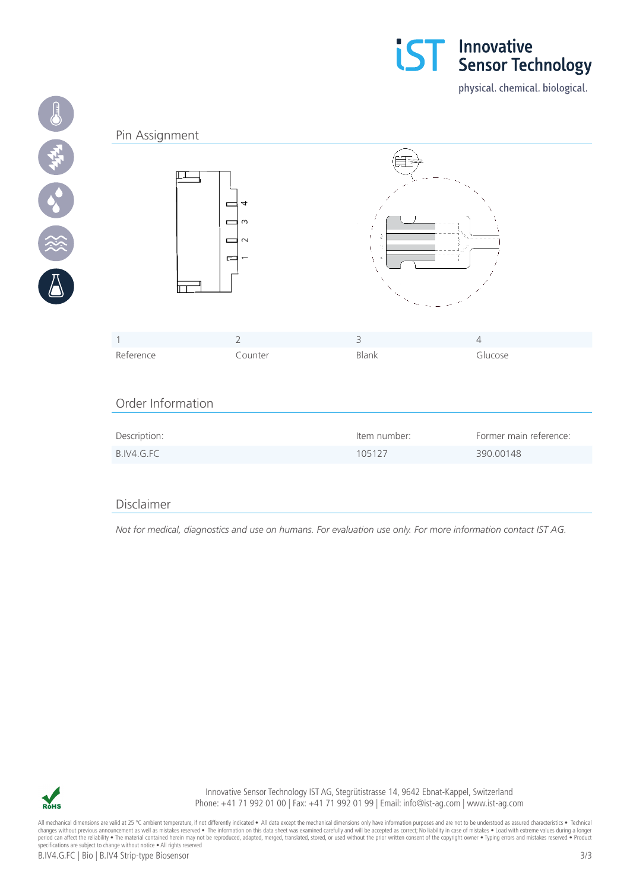## Pin Assignment

| 1 | 2 | 3 | 4 |
|---|---|---|---|
| Reference | Counter | Blank | Glucose |

## Order Information

| Description: | Item number: | Former main reference: |
|---|---|---|
| B.IV4.G.FC | 105127 | 390.00148 |

## Disclaimer

*Not for medical, diagnostics and use on humans. For evaluation use only. For more information contact IST AG.*

Innovative Sensor Technology IST AG, Stegrütistrasse 14, 9642 Ebnat-Kappel, Switzerland
Phone: +41 71 992 01 00 | Fax: +41 71 992 01 99 | Email: info@ist-ag.com | www.ist-ag.com

All mechanical dimensions are valid at 25 °C ambient temperature, if not differently indicated • All data except the mechanical dimensions only have information purposes and are not to be understood as assured characteristics • Technical changes without previous announcement as well as mistakes reserved • The information on this data sheet was examined carefully and will be accepted as correct; No liability in case of mistakes • Load with extreme values during a longer period can affect the reliability • The material contained herein may not be reproduced, adapted, merged, translated, stored, or used without the prior written consent of the copyright owner • Typing errors and mistakes reserved • Product specifications are subject to change without notice • All rights reserved